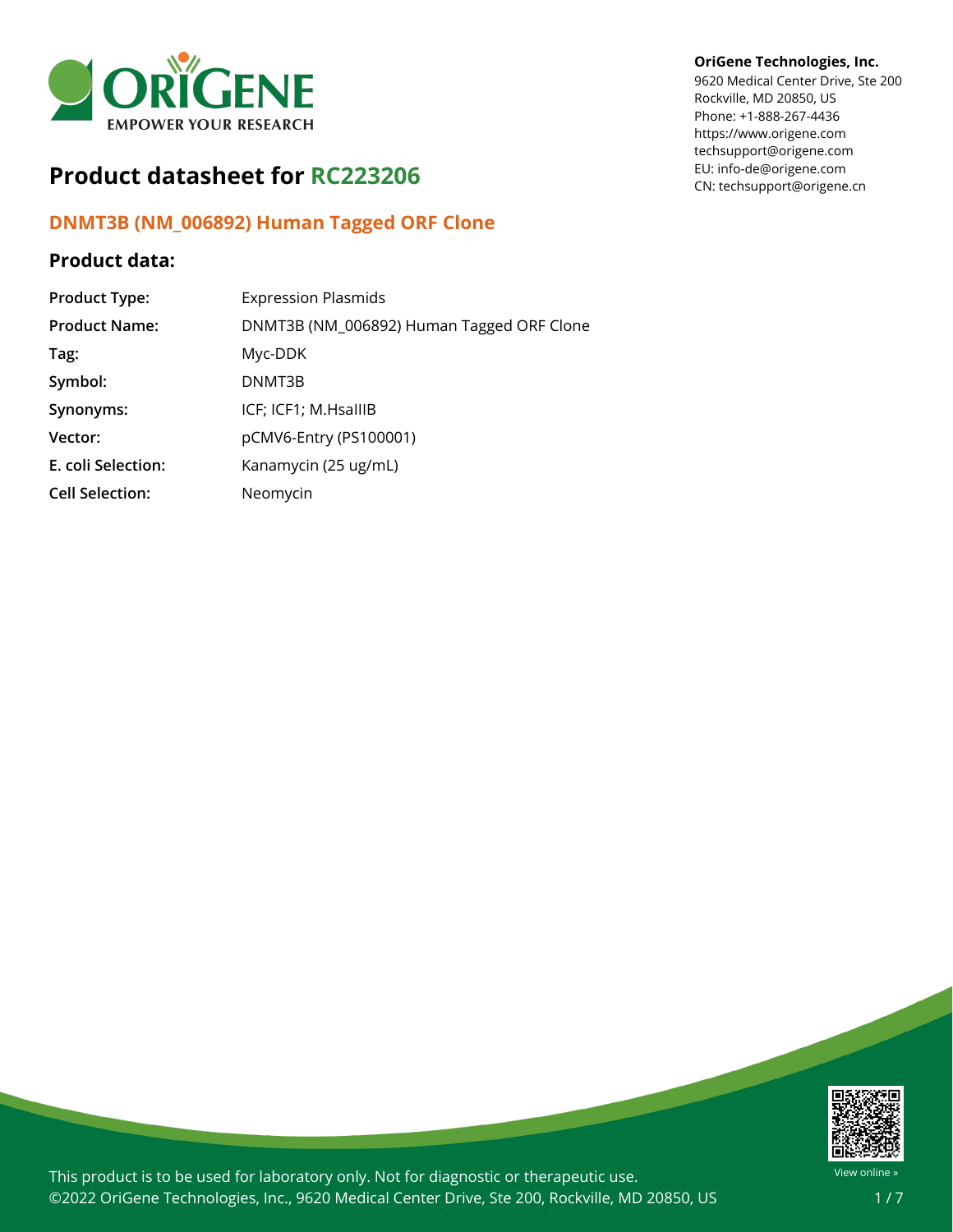**OriGene Technologies, Inc.**
9620 Medical Center Drive, Ste 200
Rockville, MD 20850, US
Phone: +1-888-267-4436
https://www.origene.com
techsupport@origene.com
EU: info-de@origene.com
CN: techsupport@origene.cn

# Product datasheet for RC223206

## DNMT3B (NM_006892) Human Tagged ORF Clone

### Product data:

| | |
|---|---|
| **Product Type:** | Expression Plasmids |
| **Product Name:** | DNMT3B (NM_006892) Human Tagged ORF Clone |
| **Tag:** | Myc-DDK |
| **Symbol:** | DNMT3B |
| **Synonyms:** | ICF; ICF1; M.HsaIIIB |
| **Vector:** | pCMV6-Entry (PS100001) |
| **E. coli Selection:** | Kanamycin (25 ug/mL) |
| **Cell Selection:** | Neomycin |

This product is to be used for laboratory only. Not for diagnostic or therapeutic use.
©2022 OriGene Technologies, Inc., 9620 Medical Center Drive, Ste 200, Rockville, MD 20850, US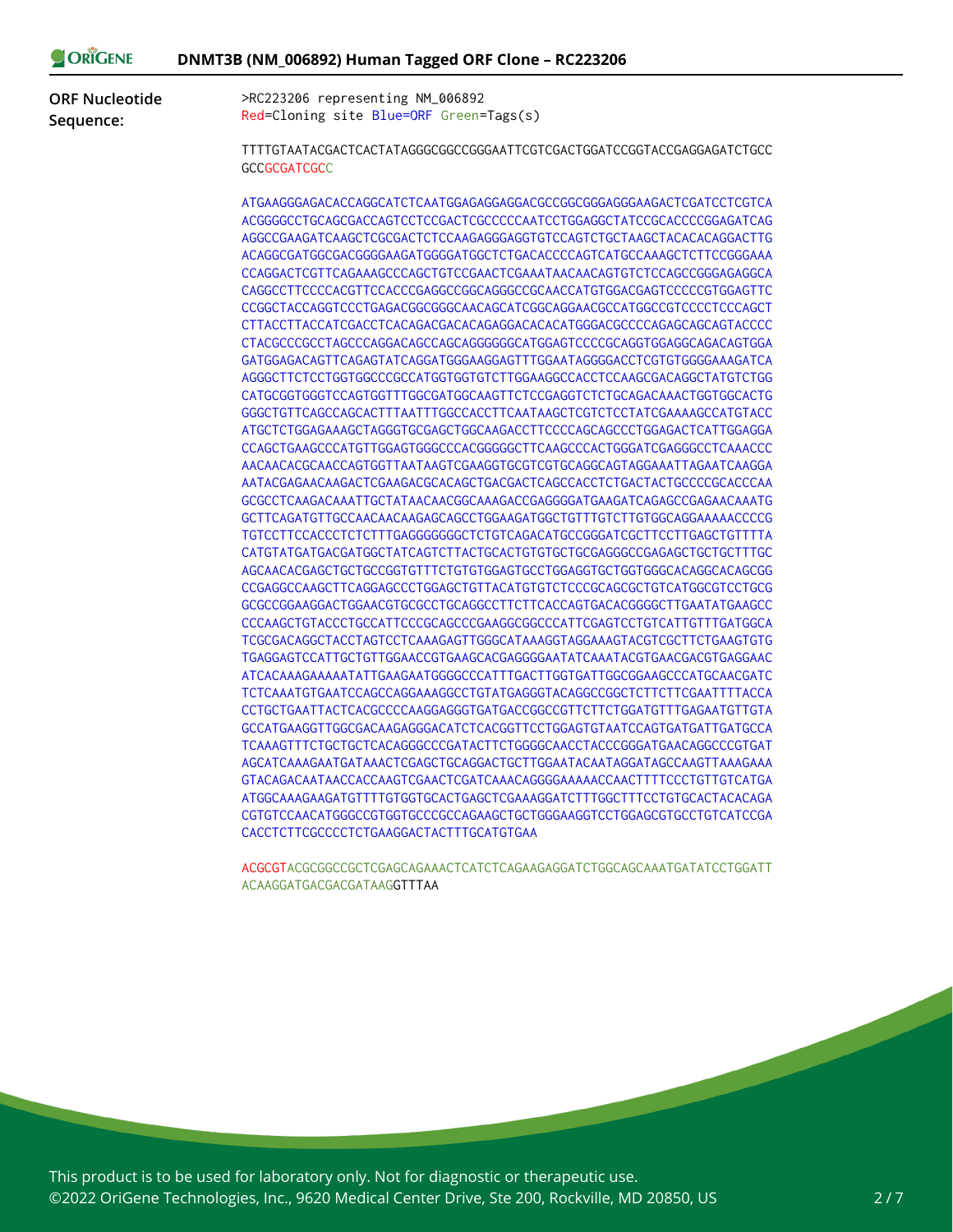**ORF Nucleotide Sequence:**

```
>RC223206 representing NM_006892
Red=Cloning site Blue=ORF Green=Tags(s)

TTTTGTAATACGACTCACTATAGGGCGGCCGGGAATTCGTCGACTGGATCCGGTACCGAGGAGATCTGCC
GCCGCGATCGCC

ATGAAGGGAGACACCAGGCATCTCAATGGAGAGGAGGACGCCGGCGGGAGGGAAGACTCGATCCTCGTCA
ACGGGGCCTGCAGCGACCAGTCCTCCGACTCGCCCCCAATCCTGGAGGCTATCCGCACCCCGGAGATCAG
AGGCCGAAGATCAAGCTCGCGACTCTCCAAGAGGGAGGTGTCCAGTCTGCTAAGCTACACACAGGACTTG
ACAGGCGATGGCGACGGGGAAGATGGGGATGGCTCTGACACCCCAGTCATGCCAAAGCTCTTCCGGGAAA
CCAGGACTCGTTCAGAAAGCCCAGCTGTCCGAACTCGAAATAACAACAGTGTCTCCAGCCGGGAGAGGCA
CAGGCCTTCCCCACGTTCCACCCGAGGCCGGCAGGGCCGCAACCATGTGGACGAGTCCCCCGTGGAGTTC
CCGGCTACCAGGTCCCTGAGACGGCGGGCAACAGCATCGGCAGGAACGCCATGGCCGTCCCCTCCCAGCT
CTTACCTTACCATCGACCTCACAGACGACACAGAGGACACACATGGGACGCCCCAGAGCAGCAGTACCCC
CTACGCCCCGCCTAGCCCAGGACAGCCAGCAGGGGGGCATGGAGTCCCCGCAGGTGGAGGCAGACAGTGGA
GATGGAGACAGTTCAGAGTATCAGGATGGGAAGGAGTTTGGAATAGGGGACCTCGTGTGGGGAAAGATCA
AGGGCTTCTCCTGGTGGCCCGCCATGGTGGTGTCTTGGAAGGCCACCTCCAAGCGACAGGCTATGTCTGG
CATGCGGTGGGTCCAGTGGTTTGGCGATGGCAAGTTCTCCGAGGTCTCTGCAGACAAACTGGTGGCACTG
GGGCTGTTCAGCCAGCACTTTAATTTGGCCACCTTCAATAAGCTCGTCTCCTATCGAAAAGCCATGTACC
ATGCTCTGGAGAAAGCTAGGGTGCGAGCTGGCAAGACCTTCCCCAGCAGCCCTGGAGACTCATTGGAGGA
CCAGCTGAAGCCCATGTTGGAGTGGGCCCACGGGGGCTTCAAGCCCACTGGGATCGAGGGCCTCAAACCC
AACAACACGCAACCAGTGGTTAATAAGTCGAAGGTGCGTCGTGCAGGCAGTAGGAAATTAGAATCAAGGA
AATACGAGAACAAGACTCGAAGACGCACAGCTGACGACTCAGCCACCTCTGACTACTGCCCCGCACCCAA
GCGCCTCAAGACAAATTGCTATAACAACGGCAAAGACCGAGGGGATGAAGATCAGAGCCGAGAACAAATG
GCTTCAGATGTTGCCAACAACAAGAGCAGCCTGGAAGATGGCTGTTTGTCTTGTGGCAGGAAAAACCCCG
TGTCCTTCCACCCTCTCTTTGAGGGGGGGCTCTGTCAGACATGCCGGGATCGCTTCCTTGAGCTGTTTTA
CATGTATGATGACGATGGCTATCAGTCTTACTGCACTGTGTGCTGCGAGGGCCGAGAGCTGCTGCTTTGC
AGCAACACGAGCTGCTGCCGGTGTTTCTGTGTGGAGTGCCTGGAGGTGCTGGTGGGCACAGGCACAGCGG
CCGAGGCCAAGCTTCAGGAGCCCTGGAGCTGTTACATGTGTCTCCCGCAGCGCTGTCATGGCGTCCTGCG
GCGCCGGAAGGACTGGAACGTGCGCCTGCAGGCCTTCTTCACCAGTGACACGGGGCTTGAATATGAAGCC
CCCAAGCTGTACCCTGCCATTCCCGCAGCCCGAAGGCGGCCCATTCGAGTCCTGTCATTGTTTGATGGCA
TCGCGACAGGCTACCTAGTCCTCAAAGAGTTGGGCATAAAGGTAGGAAAGTACGTCGCTTCTGAAGTGTG
TGAGGAGTCCATTGCTGTTGGAACCGTGAAGCACGAGGGGAATATCAAATACGTGAACGACGTGAGGAAC
ATCACAAAGAAAAATATTGAAGAATGGGGCCCATTTGACTTGGTGATTGGCGGAAGCCCATGCAACGATC
TCTCAAATGTGAATCCAGCCAGGAAAGGCCTGTATGAGGGTACAGGCCGGCTCTTCTTCGAATTTTACCA
CCTGCTGAATTACTCACGCCCCAAGGAGGGTGATGACCGGCCGTTCTTCTGGATGTTTGAGAATGTTGTA
GCCATGAAGGTTGGCGACAAGAGGGACATCTCACGGTTCCTGGAGTGTAATCCAGTGATGATTGATGCCA
TCAAAGTTTCTGCTGCTCACAGGGCCCGATACTTCTGGGGCAACCTACCCGGGATGAACAGGCCCGTGAT
AGCATCAAAGAATGATAAACTCGAGCTGCAGGACTGCTTGGAATACAATAGGATAGCCAAGTTAAAGAAA
GTACAGACAATAACCACCAAGTCGAACTCGATCAAACAGGGGAAAAACCAACTTTTCCCTGTTGTCATGA
ATGGCAAAGAAGATGTTTTGTGGTGCACTGAGCTCGAAAGGATCTTTGGCTTTCCTGTGCACTACACAGA
CGTGTCCAACATGGGCCGTGGTGCCCGCCAGAAGCTGCTGGGAAGGTCCTGGAGCGTGCCTGTCATCCGA
CACCTCTTCGCCCCTCTGAAGGACTACTTTGCATGTGAA

ACGCGTACGCGGCCGCTCGAGCAGAAACTCATCTCAGAAGAGGATCTGGCAGCAAATGATATCCTGGATT
ACAAGGATGACGACGATAAGGTTTAA
```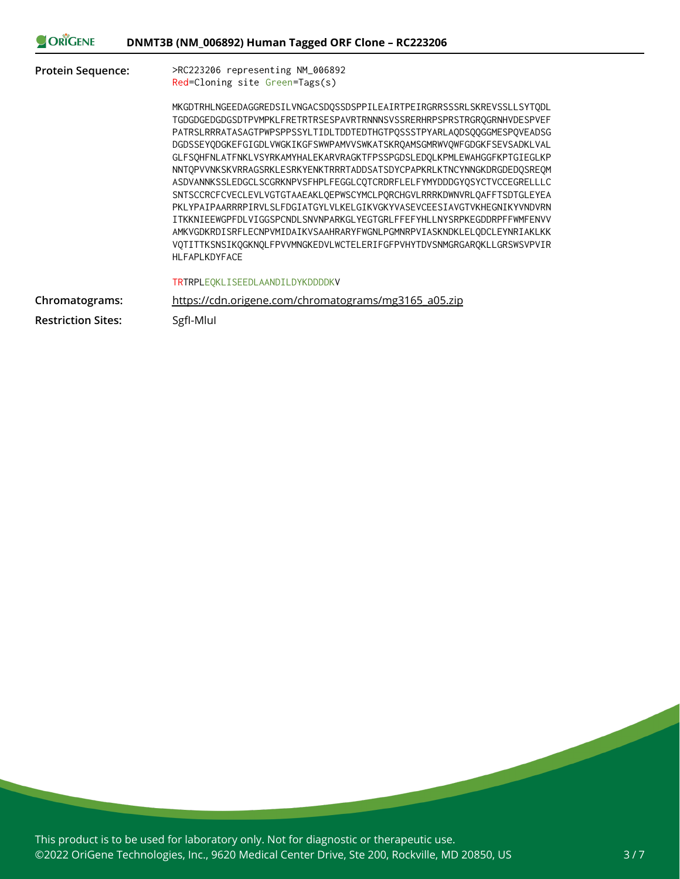| | |
|---|---|
| **Protein Sequence:** | >RC223206 representing NM_006892<br>Red=Cloning site Green=Tags(s) |

```
MKGDTRHLNGEEDAGGREDSILVNGACSDQSSDSPPILEAIRTPEIRGRRSSSRLSKREVSSLLSYTQDL
TGDGDGEDGDGSDTPVMPKLFRETRTRSESPAVRTRNNNSVSSRERHRPSPRSTRGRQGRNHVDESPVEF
PATRSLRRRATASAGTPWPSPPSSYLTIDLTDDTEDTHGTPQSSSTPYARLAQDSQQGGMESPQVEADSG
DGDSSEYQDGKEFGIGDLVWGKIKGFSWWPAMVVSWKATSKRQAMSGMRWVQWFGDGKFSEVSADKLVAL
GLFSQHFNLATFNKLVSYRKAMYHALEKARVRAGKTFPSSPGDSLEDQLKPMLEWAHGGFKPTGIEGLKP
NNTQPVVNKSKVRRAGSRKLESRKYENKTRRRTADDSATSDYCPAPKRLKTNCYNNGKDRGDEDQSREQM
ASDVANNKSSLEDGCLSCGRKNPVSFHPLFEGGLCQTCRDRFLELFYMYDDDGYQSYCTVCCEGRELLLC
SNTSCCRCFCVECLEVLVGTGTAAEAKLQEPWSCYMCLPQRCHGVLRRRKDWNVRLQAFFTSDTGLEYEA
PKLYPAIPAARRRPIRVLSLFDGIATGYLVLKELGIKVGKYVASEVCEESIAVGTVKHEGNIKYVNDVRN
ITKKNIEEWGPFDLVIGGSPCNDLSNVNPARKGLYEGTGRLFFEFYHLLNYSRPKEGDDRPFFWMFENVV
AMKVGDKRDISRFLECNPVMIDAIKVSAAHRARYFWGNLPGMNRPVIASKNDKLELQDCLEYNRIAKLKK
VQTITTKSNSIKQGKNQLFPVVMNGKEDVLWCTELERIFGFPVHYTDVSNMGRGARQKLLGRSWSVPVIR
HLFAPLKDYFACE

TRTRPLEQKLISEEDLAANDILDYKDDDDKV
```

| | |
|---|---|
| **Chromatograms:** | https://cdn.origene.com/chromatograms/mg3165_a05.zip |
| **Restriction Sites:** | SgfI-MluI |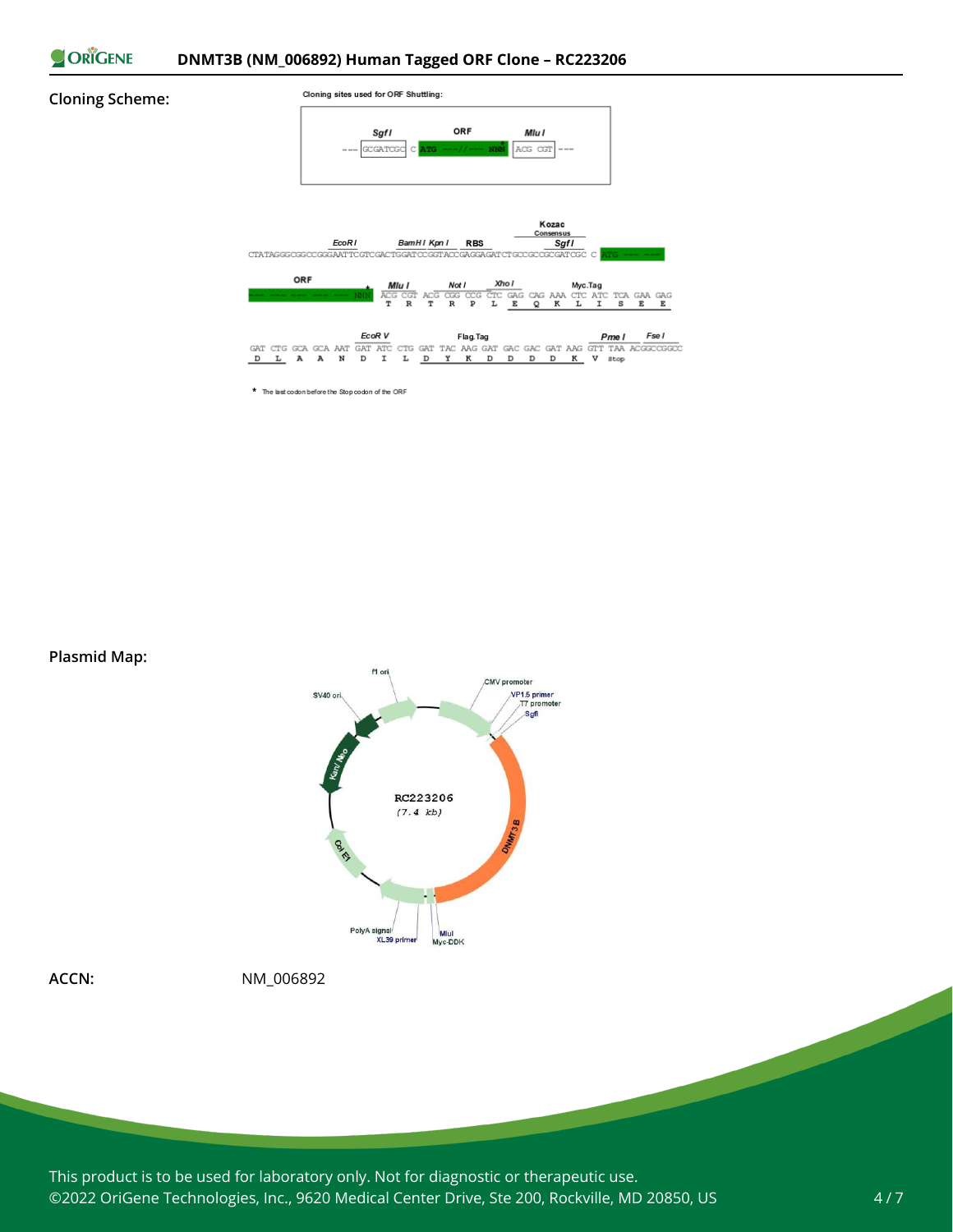**Cloning Scheme:**

Cloning sites used for ORF Shuttling:

```
        SgfI              ORF              MluI
--- GCGATCGC  C  ATG ---//--- NNN*  ACG CGT ---
```

```
                                                          Kozac
                                                          Consensus
              EcoRI            BamHI KpnI   RBS             SgfI
CTATAGGGCGGCCGGGAATTCGTCGACTGGATCCGGTACCGAGGAGATCTGCCGCCGCGATCGC C ATG --- ---

ORF              MluI      NotI     XhoI                 Myc.Tag
--- --- --- NNN* ACG CGT ACG CGG CCG CTC GAG CAG AAA CTC ATC TCA GAA GAG
                  T   R   T   R   P   L   E   Q   K   L   I   S   E   E

                         EcoR V             Flag.Tag                     PmeI      FseI
GAT CTG GCA GCA AAT GAT ATC CTG GAT TAC AAG GAT GAC GAC GAT AAG GTT TAA ACGGCCGGCC
 D   L   A   A   N   D   I   L   D   Y   K   D   D   D   D   K   V  stop
```

\* The last codon before the Stop codon of the ORF

**Plasmid Map:**

RC223206 (7.4 kb)

Labels: f1 ori, CMV promoter, VP1.5 primer, T7 promoter, SgfI, DNMT3B, MluI, Myc-DDK, XL39 primer, PolyA signal, Col E1, Kan/Neo, SV40 ori

**ACCN:** NM_006892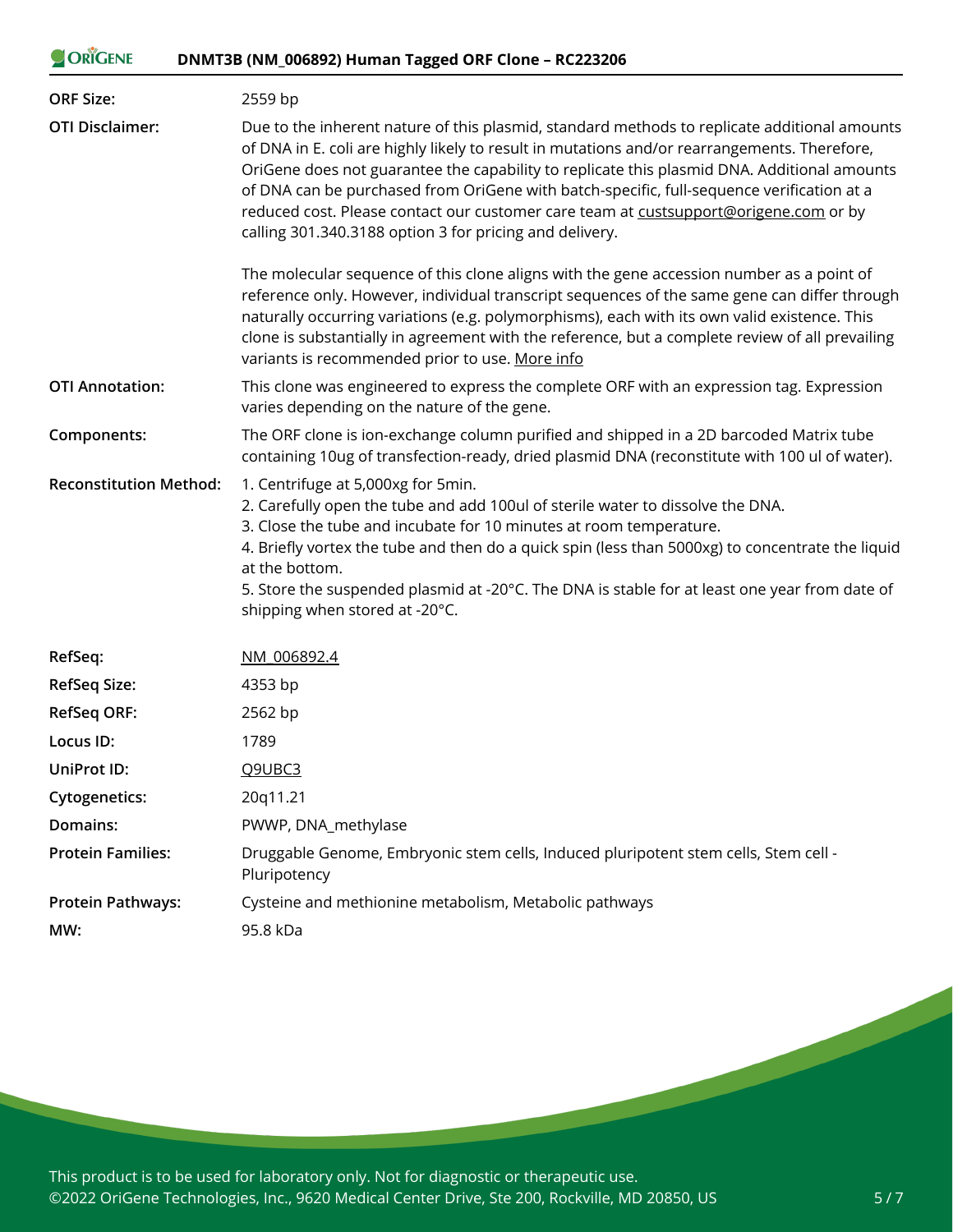| | |
|---|---|
| **ORF Size:** | 2559 bp |
| **OTI Disclaimer:** | Due to the inherent nature of this plasmid, standard methods to replicate additional amounts of DNA in E. coli are highly likely to result in mutations and/or rearrangements. Therefore, OriGene does not guarantee the capability to replicate this plasmid DNA. Additional amounts of DNA can be purchased from OriGene with batch-specific, full-sequence verification at a reduced cost. Please contact our customer care team at custsupport@origene.com or by calling 301.340.3188 option 3 for pricing and delivery.<br><br>The molecular sequence of this clone aligns with the gene accession number as a point of reference only. However, individual transcript sequences of the same gene can differ through naturally occurring variations (e.g. polymorphisms), each with its own valid existence. This clone is substantially in agreement with the reference, but a complete review of all prevailing variants is recommended prior to use. More info |
| **OTI Annotation:** | This clone was engineered to express the complete ORF with an expression tag. Expression varies depending on the nature of the gene. |
| **Components:** | The ORF clone is ion-exchange column purified and shipped in a 2D barcoded Matrix tube containing 10ug of transfection-ready, dried plasmid DNA (reconstitute with 100 ul of water). |
| **Reconstitution Method:** | 1. Centrifuge at 5,000xg for 5min.<br>2. Carefully open the tube and add 100ul of sterile water to dissolve the DNA.<br>3. Close the tube and incubate for 10 minutes at room temperature.<br>4. Briefly vortex the tube and then do a quick spin (less than 5000xg) to concentrate the liquid at the bottom.<br>5. Store the suspended plasmid at -20°C. The DNA is stable for at least one year from date of shipping when stored at -20°C. |
| **RefSeq:** | NM_006892.4 |
| **RefSeq Size:** | 4353 bp |
| **RefSeq ORF:** | 2562 bp |
| **Locus ID:** | 1789 |
| **UniProt ID:** | Q9UBC3 |
| **Cytogenetics:** | 20q11.21 |
| **Domains:** | PWWP, DNA_methylase |
| **Protein Families:** | Druggable Genome, Embryonic stem cells, Induced pluripotent stem cells, Stem cell - Pluripotency |
| **Protein Pathways:** | Cysteine and methionine metabolism, Metabolic pathways |
| **MW:** | 95.8 kDa |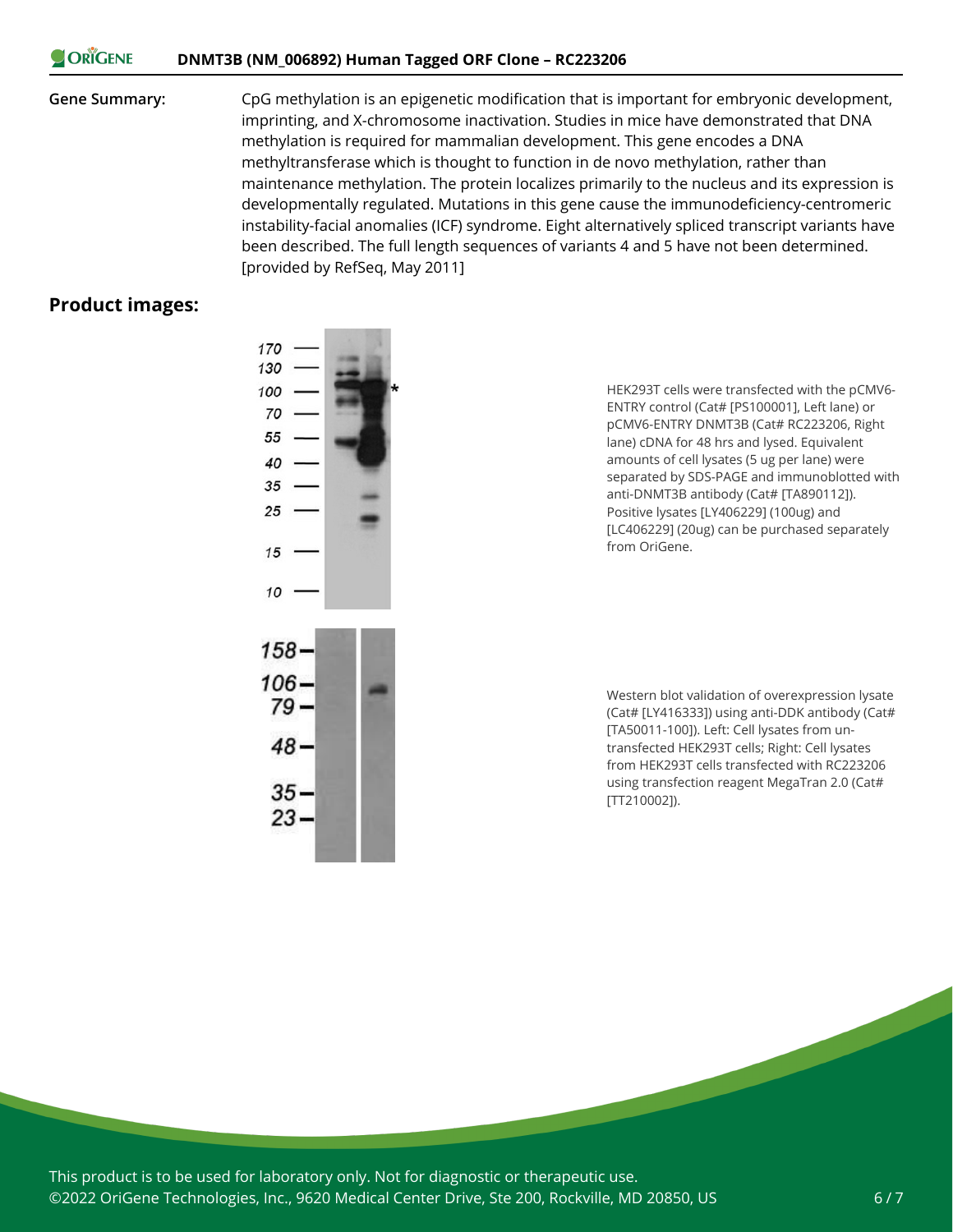**Gene Summary:** CpG methylation is an epigenetic modification that is important for embryonic development, imprinting, and X-chromosome inactivation. Studies in mice have demonstrated that DNA methylation is required for mammalian development. This gene encodes a DNA methyltransferase which is thought to function in de novo methylation, rather than maintenance methylation. The protein localizes primarily to the nucleus and its expression is developmentally regulated. Mutations in this gene cause the immunodeficiency-centromeric instability-facial anomalies (ICF) syndrome. Eight alternatively spliced transcript variants have been described. The full length sequences of variants 4 and 5 have not been determined. [provided by RefSeq, May 2011]

## Product images:

HEK293T cells were transfected with the pCMV6-ENTRY control (Cat# [PS100001], Left lane) or pCMV6-ENTRY DNMT3B (Cat# RC223206, Right lane) cDNA for 48 hrs and lysed. Equivalent amounts of cell lysates (5 ug per lane) were separated by SDS-PAGE and immunoblotted with anti-DNMT3B antibody (Cat# [TA890112]). Positive lysates [LY406229] (100ug) and [LC406229] (20ug) can be purchased separately from OriGene.

Western blot validation of overexpression lysate (Cat# [LY416333]) using anti-DDK antibody (Cat# [TA50011-100]). Left: Cell lysates from un-transfected HEK293T cells; Right: Cell lysates from HEK293T cells transfected with RC223206 using transfection reagent MegaTran 2.0 (Cat# [TT210002]).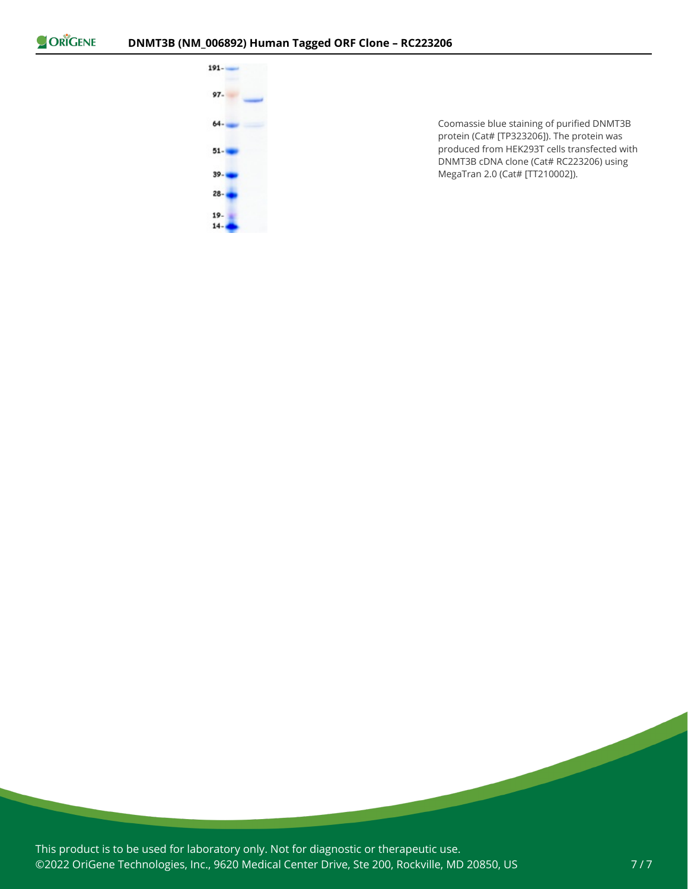191-
97-
64-
51-
39-
28-
19-
14-

Coomassie blue staining of purified DNMT3B protein (Cat# [TP323206]). The protein was produced from HEK293T cells transfected with DNMT3B cDNA clone (Cat# RC223206) using MegaTran 2.0 (Cat# [TT210002]).

This product is to be used for laboratory only. Not for diagnostic or therapeutic use.
©2022 OriGene Technologies, Inc., 9620 Medical Center Drive, Ste 200, Rockville, MD 20850, US